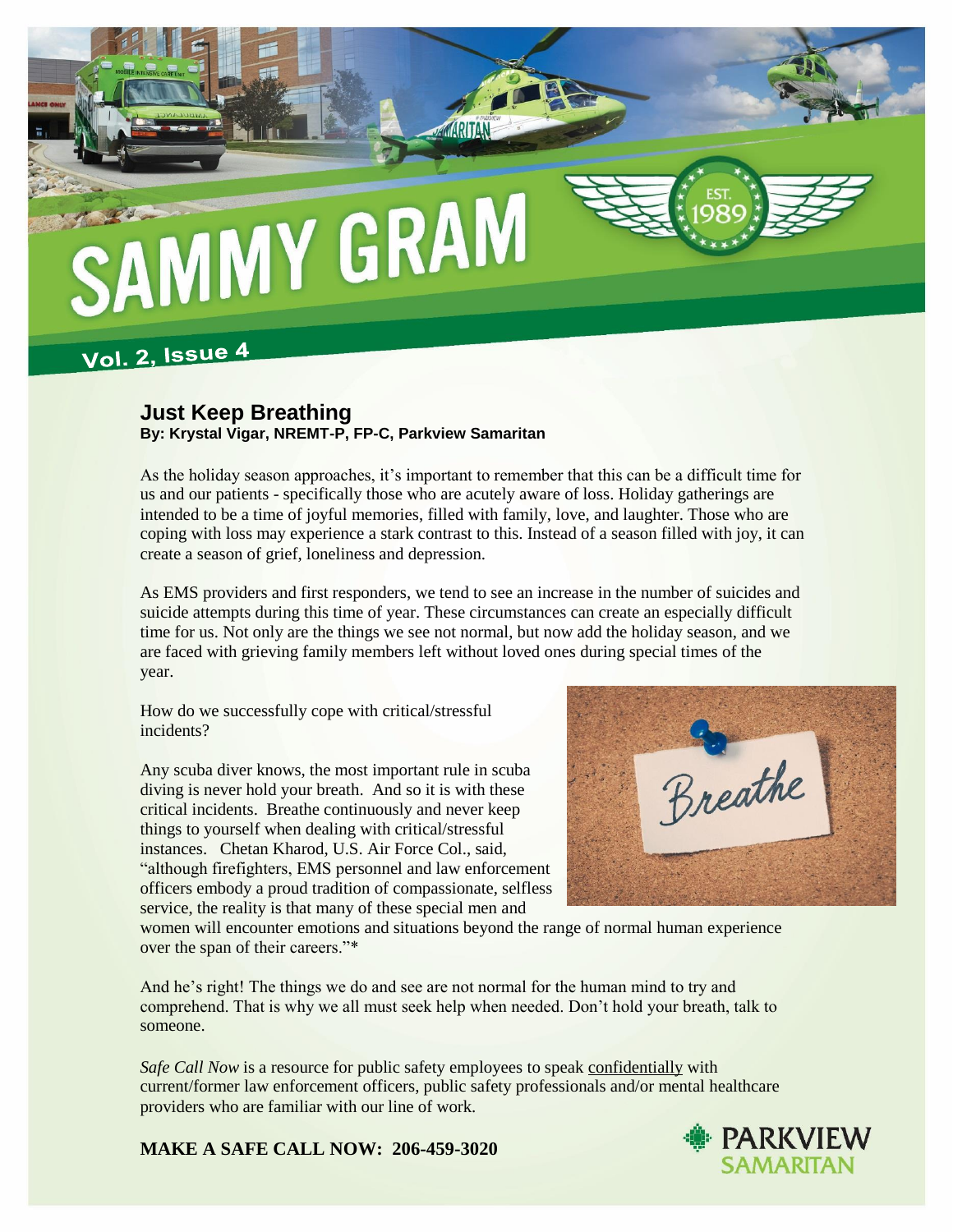# SAMMY GRAM

**Vol. 2, Issue 4**

## Just Keep Breathing

**By: Krystal Vigar, NREMT-P, FP-C, Parkview Samaritan**

As the holiday season approaches, it's important to remember that this can be a difficult time for us and our patients - specifically those who are acutely aware of loss. Holiday gatherings are intended to be a time of joyful memories, filled with family, love, and laughter. Those who are coping with loss may experience a stark contrast to this. Instead of a season filled with joy, it can create a season of grief, loneliness and depression.

As EMS providers and first responders, we tend to see an increase in the number of suicides and suicide attempts during this time of year. These circumstances can create an especially difficult time for us. Not only are the things we see not normal, but now add the holiday season, and we are faced with grieving family members left without loved ones during special times of the year.

How do we successfully cope with critical/stressful incidents?

Any scuba diver knows, the most important rule in scuba diving is never hold your breath. And so it is with these critical incidents. Breathe continuously and never keep things to yourself when dealing with critical/stressful instances. Chetan Kharod, U.S. Air Force Col., said, "although firefighters, EMS personnel and law enforcement officers embody a proud tradition of compassionate, selfless service, the reality is that many of these special men and women will encounter emotions and situations beyond the range of normal human experience over the span of their careers."*

And he's right! The things we do and see are not normal for the human mind to try and comprehend. That is why we all must seek help when needed. Don't hold your breath, talk to someone.

*Safe Call Now* is a resource for public safety employees to speak confidentially with current/former law enforcement officers, public safety professionals and/or mental healthcare providers who are familiar with our line of work.

**MAKE A SAFE CALL NOW: 206-459-3020**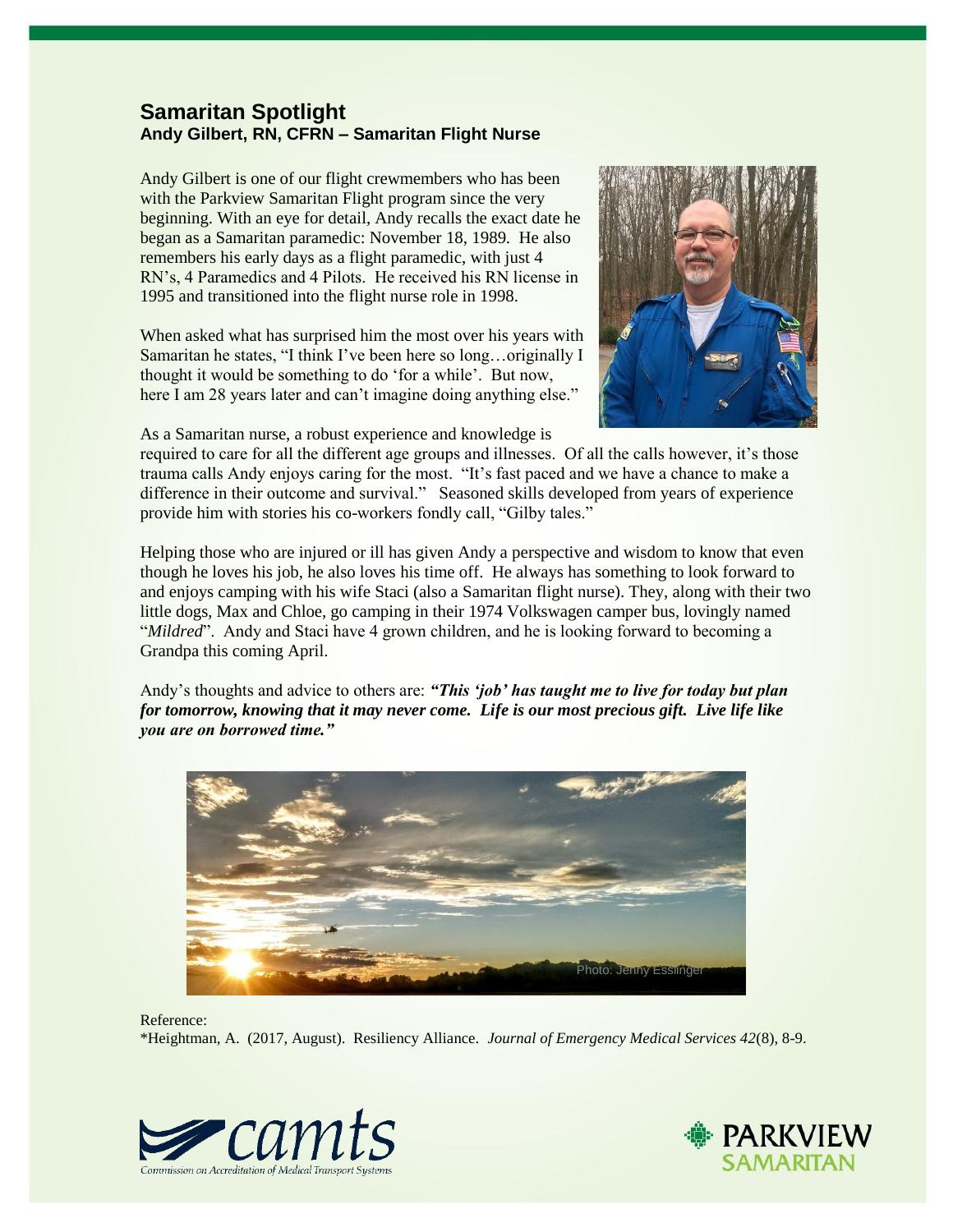## Samaritan Spotlight

### Andy Gilbert, RN, CFRN – Samaritan Flight Nurse

Andy Gilbert is one of our flight crewmembers who has been with the Parkview Samaritan Flight program since the very beginning. With an eye for detail, Andy recalls the exact date he began as a Samaritan paramedic: November 18, 1989. He also remembers his early days as a flight paramedic, with just 4 RN's, 4 Paramedics and 4 Pilots. He received his RN license in 1995 and transitioned into the flight nurse role in 1998.

When asked what has surprised him the most over his years with Samaritan he states, "I think I've been here so long…originally I thought it would be something to do 'for a while'. But now, here I am 28 years later and can't imagine doing anything else."

As a Samaritan nurse, a robust experience and knowledge is required to care for all the different age groups and illnesses. Of all the calls however, it's those trauma calls Andy enjoys caring for the most. "It's fast paced and we have a chance to make a difference in their outcome and survival." Seasoned skills developed from years of experience provide him with stories his co-workers fondly call, "Gilby tales."

Helping those who are injured or ill has given Andy a perspective and wisdom to know that even though he loves his job, he also loves his time off. He always has something to look forward to and enjoys camping with his wife Staci (also a Samaritan flight nurse). They, along with their two little dogs, Max and Chloe, go camping in their 1974 Volkswagen camper bus, lovingly named "*Mildred*". Andy and Staci have 4 grown children, and he is looking forward to becoming a Grandpa this coming April.

Andy's thoughts and advice to others are: ***"This 'job' has taught me to live for today but plan for tomorrow, knowing that it may never come. Life is our most precious gift. Live life like you are on borrowed time."***

Photo: Jenny Esslinger

Reference:
*Heightman, A. (2017, August). Resiliency Alliance. *Journal of Emergency Medical Services 42*(8), 8-9.

camts
Commission on Accreditation of Medical Transport Systems

PARKVIEW SAMARITAN